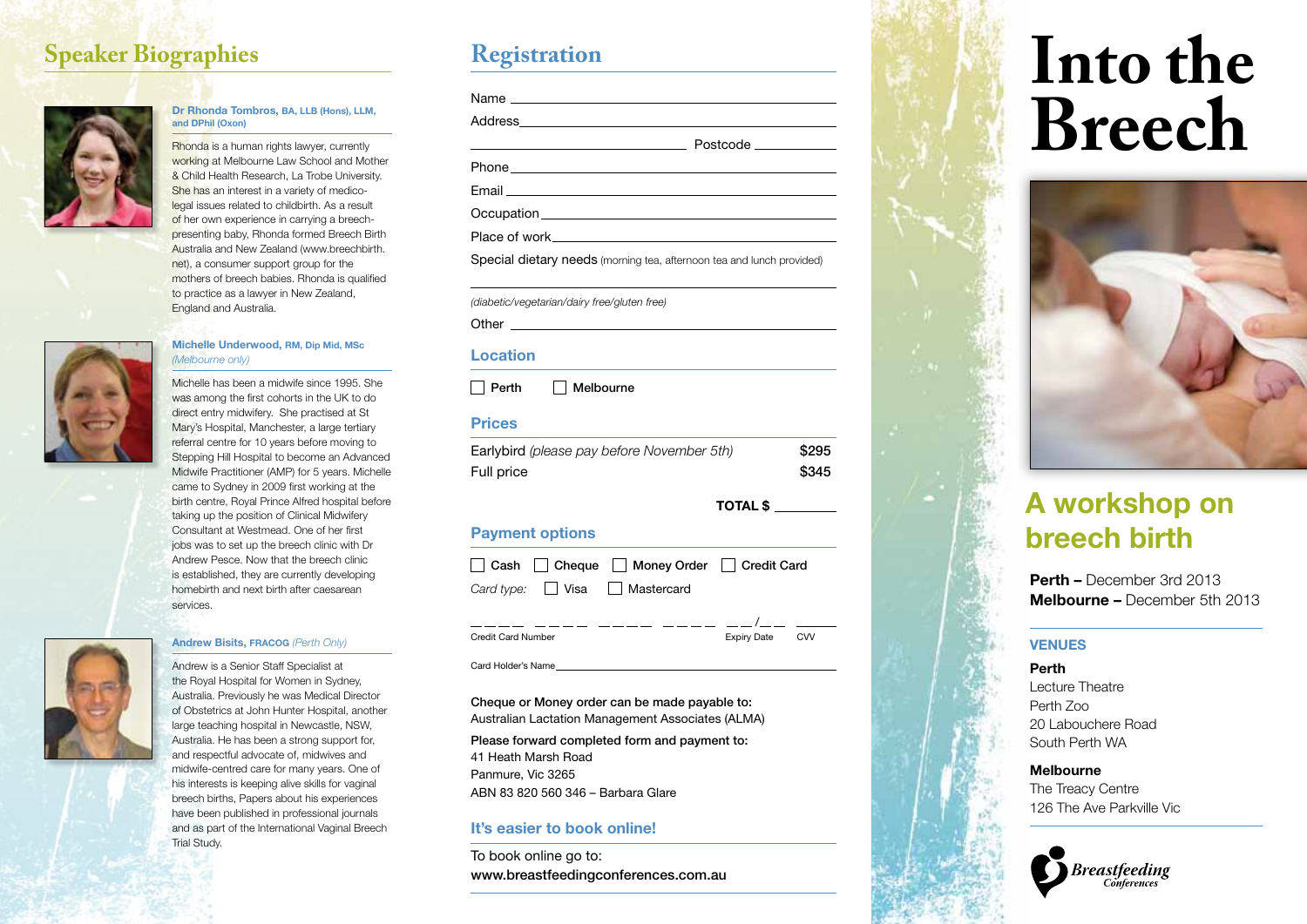## Speaker Biographies

**Dr Rhonda Tombros, BA, LLB (Hons), LLM, and DPhil (Oxon)**

Rhonda is a human rights lawyer, currently working at Melbourne Law School and Mother & Child Health Research, La Trobe University. She has an interest in a variety of medico-legal issues related to childbirth. As a result of her own experience in carrying a breech-presenting baby, Rhonda formed Breech Birth Australia and New Zealand (www.breechbirth.net), a consumer support group for the mothers of breech babies. Rhonda is qualified to practice as a lawyer in New Zealand, England and Australia.

**Michelle Underwood, RM, Dip Mid, MSc** *(Melbourne only)*

Michelle has been a midwife since 1995. She was among the first cohorts in the UK to do direct entry midwifery. She practised at St Mary's Hospital, Manchester, a large tertiary referral centre for 10 years before moving to Stepping Hill Hospital to become an Advanced Midwife Practitioner (AMP) for 5 years. Michelle came to Sydney in 2009 first working at the birth centre, Royal Prince Alfred hospital before taking up the position of Clinical Midwifery Consultant at Westmead. One of her first jobs was to set up the breech clinic with Dr Andrew Pesce. Now that the breech clinic is established, they are currently developing homebirth and next birth after caesarean services.

**Andrew Bisits, FRACOG** *(Perth Only)*

Andrew is a Senior Staff Specialist at the Royal Hospital for Women in Sydney, Australia. Previously he was Medical Director of Obstetrics at John Hunter Hospital, another large teaching hospital in Newcastle, NSW, Australia. He has been a strong support for, and respectful advocate of, midwives and midwife-centred care for many years. One of his interests is keeping alive skills for vaginal breech births, Papers about his experiences have been published in professional journals and as part of the International Vaginal Breech Trial Study.

## Registration

Name ______________________

Address ______________________

______________________ Postcode __________

Phone ______________________

Email ______________________

Occupation ______________________

Place of work ______________________

Special dietary needs (morning tea, afternoon tea and lunch provided)

______________________

*(diabetic/vegetarian/dairy free/gluten free)*

Other ______________________

### Location

☐ Perth ☐ Melbourne

### Prices

| | |
|---|---|
| Earlybird *(please pay before November 5th)* | $295 |
| Full price | $345 |

**TOTAL $** ________

### Payment options

☐ Cash ☐ Cheque ☐ Money Order ☐ Credit Card

*Card type:* ☐ Visa ☐ Mastercard

_ _ _ _ _ _ _ _ _ _ _ _ _ _ _ _ __/__ ____

Credit Card Number Expiry Date CVV

Card Holder's Name ______________________

**Cheque or Money order can be made payable to:**
Australian Lactation Management Associates (ALMA)

**Please forward completed form and payment to:**
41 Heath Marsh Road
Panmure, Vic 3265
ABN 83 820 560 346 – Barbara Glare

### It's easier to book online!

To book online go to:
www.breastfeedingconferences.com.au

# Into the Breech

## A workshop on breech birth

**Perth –** December 3rd 2013
**Melbourne –** December 5th 2013

### VENUES

**Perth**
Lecture Theatre
Perth Zoo
20 Labouchere Road
South Perth WA

**Melbourne**
The Treacy Centre
126 The Ave Parkville Vic

Breastfeeding Conferences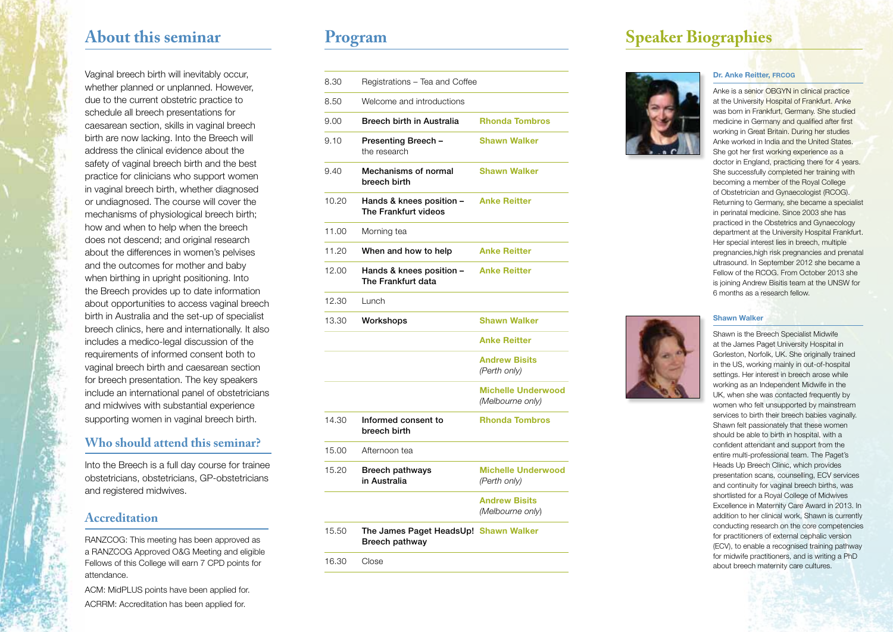## About this seminar

Vaginal breech birth will inevitably occur, whether planned or unplanned. However, due to the current obstetric practice to schedule all breech presentations for caesarean section, skills in vaginal breech birth are now lacking. Into the Breech will address the clinical evidence about the safety of vaginal breech birth and the best practice for clinicians who support women in vaginal breech birth, whether diagnosed or undiagnosed. The course will cover the mechanisms of physiological breech birth; how and when to help when the breech does not descend; and original research about the differences in women's pelvises and the outcomes for mother and baby when birthing in upright positioning. Into the Breech provides up to date information about opportunities to access vaginal breech birth in Australia and the set-up of specialist breech clinics, here and internationally. It also includes a medico-legal discussion of the requirements of informed consent both to vaginal breech birth and caesarean section for breech presentation. The key speakers include an international panel of obstetricians and midwives with substantial experience supporting women in vaginal breech birth.

### Who should attend this seminar?

Into the Breech is a full day course for trainee obstetricians, obstetricians, GP-obstetricians and registered midwives.

### Accreditation

RANZCOG: This meeting has been approved as a RANZCOG Approved O&G Meeting and eligible Fellows of this College will earn 7 CPD points for attendance.

ACM: MidPLUS points have been applied for.

ACRRM: Accreditation has been applied for.

## Program

| | | |
|---|---|---|
| 8.30 | Registrations – Tea and Coffee | |
| 8.50 | Welcome and introductions | |
| 9.00 | **Breech birth in Australia** | **Rhonda Tombros** |
| 9.10 | **Presenting Breech –** the research | **Shawn Walker** |
| 9.40 | **Mechanisms of normal breech birth** | **Shawn Walker** |
| 10.20 | **Hands & knees position – The Frankfurt videos** | **Anke Reitter** |
| 11.00 | Morning tea | |
| 11.20 | **When and how to help** | **Anke Reitter** |
| 12.00 | **Hands & knees position – The Frankfurt data** | **Anke Reitter** |
| 12.30 | Lunch | |
| 13.30 | **Workshops** | **Shawn Walker** |
| | | **Anke Reitter** |
| | | **Andrew Bisits** *(Perth only)* |
| | | **Michelle Underwood** *(Melbourne only)* |
| 14.30 | **Informed consent to breech birth** | **Rhonda Tombros** |
| 15.00 | Afternoon tea | |
| 15.20 | **Breech pathways in Australia** | **Michelle Underwood** *(Perth only)* |
| | | **Andrew Bisits** *(Melbourne only)* |
| 15.50 | **The James Paget HeadsUp! Breech pathway** | **Shawn Walker** |
| 16.30 | Close | |

## Speaker Biographies

**Dr. Anke Reitter, FRCOG**

Anke is a senior OBGYN in clinical practice at the University Hospital of Frankfurt. Anke was born in Frankfurt, Germany. She studied medicine in Germany and qualified after first working in Great Britain. During her studies Anke worked in India and the United States. She got her first working experience as a doctor in England, practicing there for 4 years. She successfully completed her training with becoming a member of the Royal College of Obstetrician and Gynaecologist (RCOG). Returning to Germany, she became a specialist in perinatal medicine. Since 2003 she has practiced in the Obstetrics and Gynaecology department at the University Hospital Frankfurt. Her special interest lies in breech, multiple pregnancies,high risk pregnancies and prenatal ultrasound. In September 2012 she became a Fellow of the RCOG. From October 2013 she is joining Andrew Bisits team at the UNSW for 6 months as a research fellow.

**Shawn Walker**

Shawn is the Breech Specialist Midwife at the James Paget University Hospital in Gorleston, Norfolk, UK. She originally trained in the US, working mainly in out-of-hospital settings. Her interest in breech arose while working as an Independent Midwife in the UK, when she was contacted frequently by women who felt unsupported by mainstream services to birth their breech babies vaginally. Shawn felt passionately that these women should be able to birth in hospital, with a confident attendant and support from the entire multi-professional team. The Paget's Heads Up Breech Clinic, which provides presentation scans, counselling, ECV services and continuity for vaginal breech births, was shortlisted for a Royal College of Midwives Excellence in Maternity Care Award in 2013. In addition to her clinical work, Shawn is currently conducting research on the core competencies for practitioners of external cephalic version (ECV), to enable a recognised training pathway for midwife practitioners, and is writing a PhD about breech maternity care cultures.